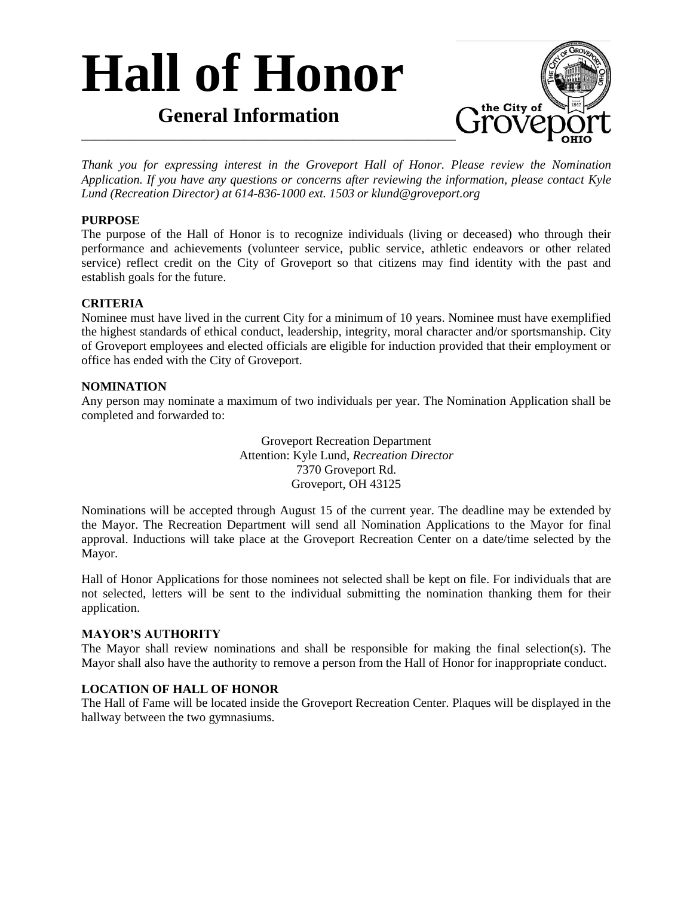# Hall of Honor

## General Information

*Thank you for expressing interest in the Groveport Hall of Honor. Please review the Nomination Application. If you have any questions or concerns after reviewing the information, please contact Kyle Lund (Recreation Director) at 614-836-1000 ext. 1503 or klund@groveport.org*

**PURPOSE**

The purpose of the Hall of Honor is to recognize individuals (living or deceased) who through their performance and achievements (volunteer service, public service, athletic endeavors or other related service) reflect credit on the City of Groveport so that citizens may find identity with the past and establish goals for the future.

**CRITERIA**

Nominee must have lived in the current City for a minimum of 10 years. Nominee must have exemplified the highest standards of ethical conduct, leadership, integrity, moral character and/or sportsmanship. City of Groveport employees and elected officials are eligible for induction provided that their employment or office has ended with the City of Groveport.

**NOMINATION**

Any person may nominate a maximum of two individuals per year. The Nomination Application shall be completed and forwarded to:

Groveport Recreation Department
Attention: Kyle Lund, *Recreation Director*
7370 Groveport Rd.
Groveport, OH 43125

Nominations will be accepted through August 15 of the current year. The deadline may be extended by the Mayor. The Recreation Department will send all Nomination Applications to the Mayor for final approval. Inductions will take place at the Groveport Recreation Center on a date/time selected by the Mayor.

Hall of Honor Applications for those nominees not selected shall be kept on file. For individuals that are not selected, letters will be sent to the individual submitting the nomination thanking them for their application.

**MAYOR'S AUTHORITY**

The Mayor shall review nominations and shall be responsible for making the final selection(s). The Mayor shall also have the authority to remove a person from the Hall of Honor for inappropriate conduct.

**LOCATION OF HALL OF HONOR**

The Hall of Fame will be located inside the Groveport Recreation Center. Plaques will be displayed in the hallway between the two gymnasiums.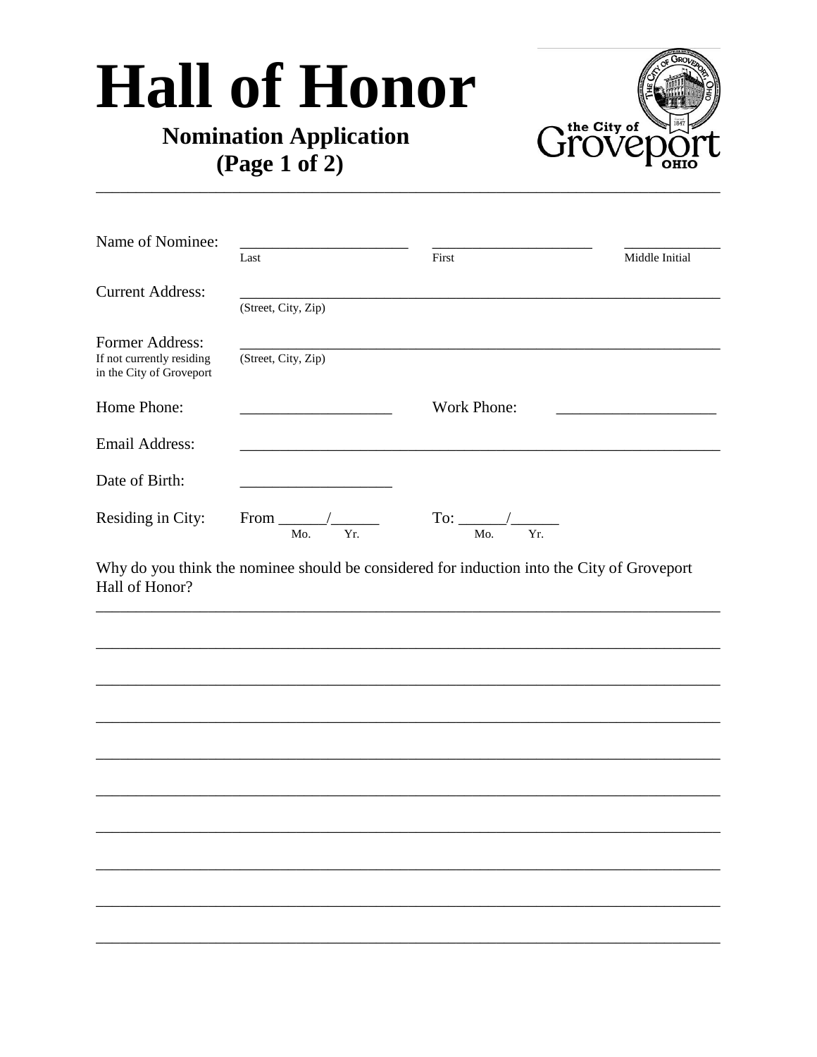# Hall of Honor

**Nomination Application**
**(Page 1 of 2)**

---

Name of Nominee: ______________________ ______________________ ____________
Last First Middle Initial

Current Address: ______________________________________________________________
(Street, City, Zip)

Former Address: ______________________________________________________________
If not currently residing in the City of Groveport (Street, City, Zip)

Home Phone: ___________________ Work Phone: ___________________

Email Address: ______________________________________________________________

Date of Birth: ___________________

Residing in City: From ______/______ To: ______/______
Mo. Yr. Mo. Yr.

Why do you think the nominee should be considered for induction into the City of Groveport Hall of Honor?

______________________________________________________________________________

______________________________________________________________________________

______________________________________________________________________________

______________________________________________________________________________

______________________________________________________________________________

______________________________________________________________________________

______________________________________________________________________________

______________________________________________________________________________

______________________________________________________________________________

______________________________________________________________________________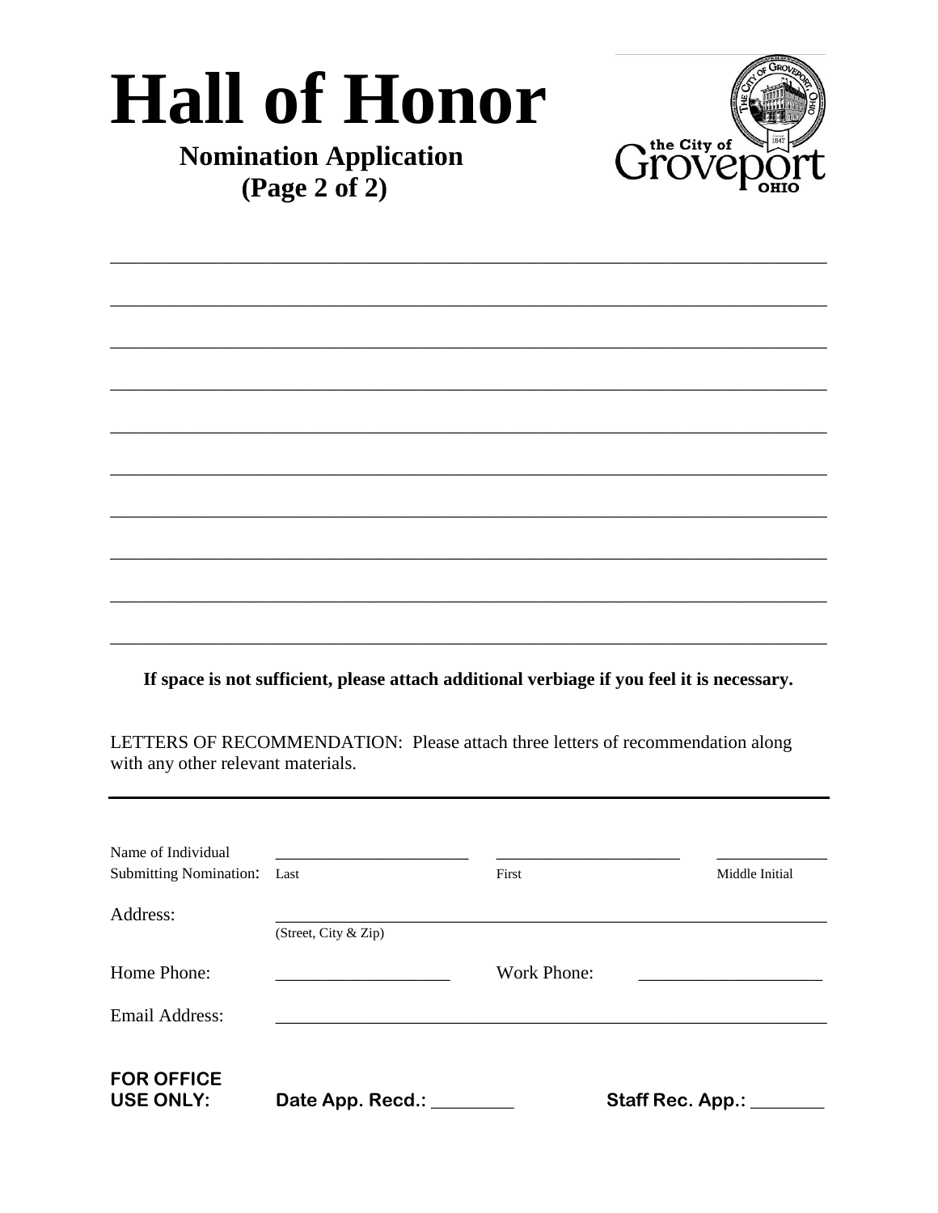# Hall of Honor

**Nomination Application**
**(Page 2 of 2)**

the City of Groveport OHIO

______________________________________________________________________________

______________________________________________________________________________

______________________________________________________________________________

______________________________________________________________________________

______________________________________________________________________________

______________________________________________________________________________

______________________________________________________________________________

______________________________________________________________________________

______________________________________________________________________________

______________________________________________________________________________

**If space is not sufficient, please attach additional verbiage if you feel it is necessary.**

LETTERS OF RECOMMENDATION: Please attach three letters of recommendation along with any other relevant materials.

---

Name of Individual Submitting Nomination: ______________________ ______________________ ____________
Last First Middle Initial

Address: ____________________________________________________________
(Street, City & Zip)

Home Phone: ___________________ Work Phone: ___________________

Email Address: ____________________________________________________________

**FOR OFFICE USE ONLY:** **Date App. Recd.:** _________ **Staff Rec. App.:** ________